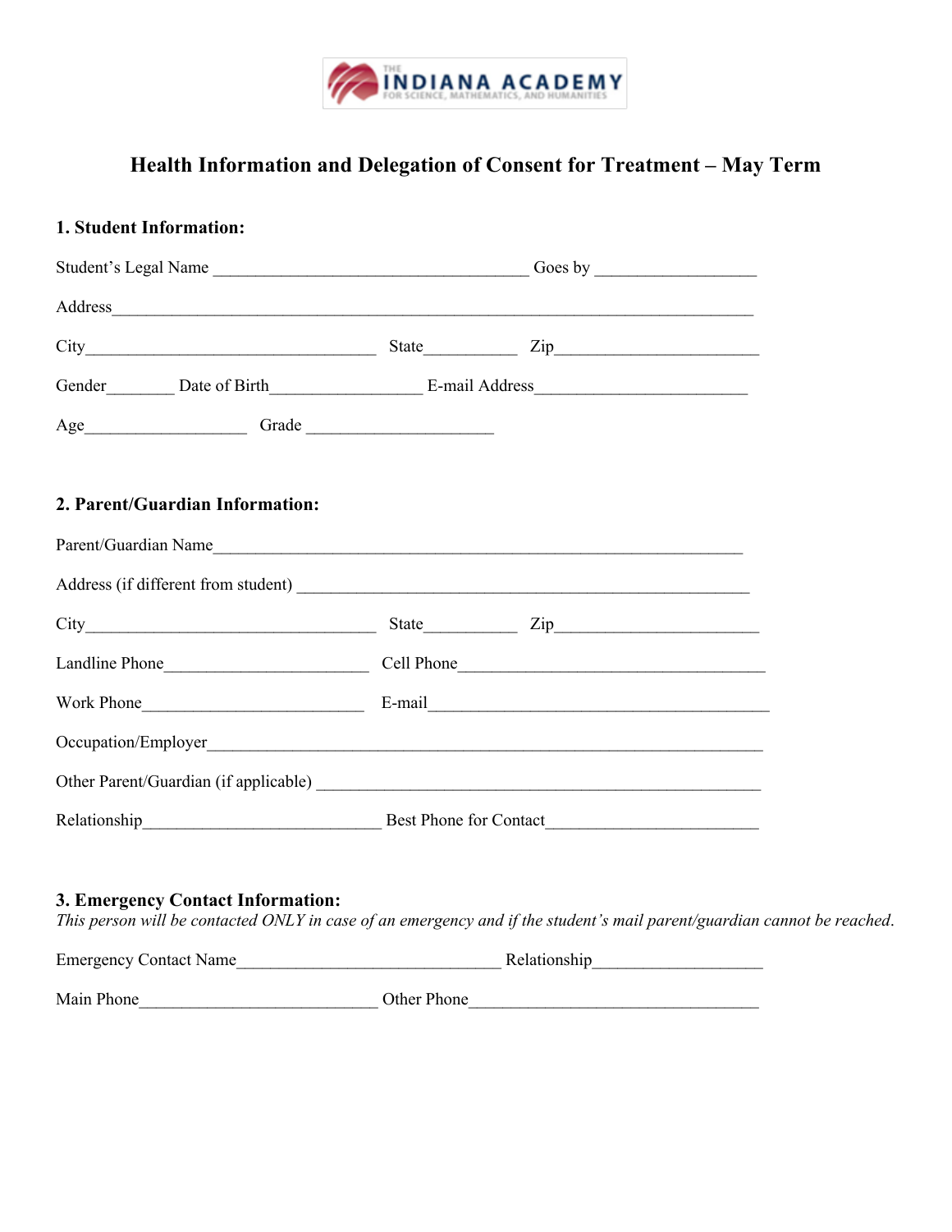THE INDIANA ACADEMY FOR SCIENCE, MATHEMATICS, AND HUMANITIES

# Health Information and Delegation of Consent for Treatment – May Term

## 1. Student Information:

Student's Legal Name ____________________________________ Goes by __________________

Address________________________________________________________________________

City_________________________________ State___________ Zip______________________

Gender________ Date of Birth_________________ E-mail Address________________________

Age__________________ Grade _____________________

## 2. Parent/Guardian Information:

Parent/Guardian Name____________________________________________________________

Address (if different from student) ____________________________________________________

City_________________________________ State___________ Zip______________________

Landline Phone_______________________ Cell Phone___________________________________

Work Phone_________________________ E-mail_______________________________________

Occupation/Employer_____________________________________________________________

Other Parent/Guardian (if applicable) _________________________________________________

Relationship___________________________ Best Phone for Contact________________________

## 3. Emergency Contact Information:

*This person will be contacted ONLY in case of an emergency and if the student's mail parent/guardian cannot be reached.*

Emergency Contact Name______________________________ Relationship___________________

Main Phone___________________________ Other Phone________________________________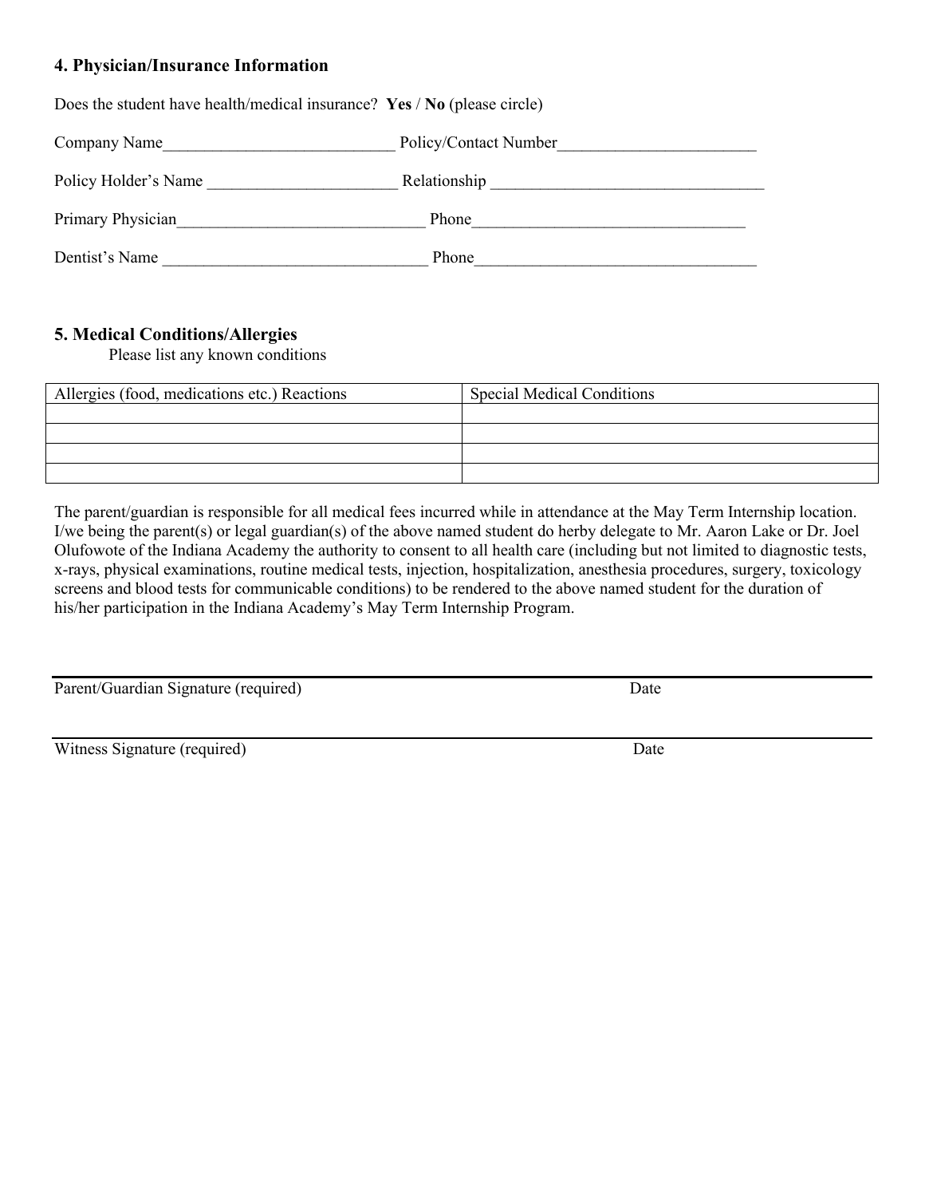## 4. Physician/Insurance Information

Does the student have health/medical insurance? **Yes** / **No** (please circle)

Company Name____________________________ Policy/Contact Number________________________

Policy Holder's Name _______________________ Relationship _________________________________

Primary Physician______________________________ Phone_________________________________

Dentist's Name ________________________________ Phone__________________________________

## 5. Medical Conditions/Allergies

Please list any known conditions

| Allergies (food, medications etc.) Reactions | Special Medical Conditions |
|---|---|
| | |
| | |
| | |
| | |

The parent/guardian is responsible for all medical fees incurred while in attendance at the May Term Internship location. I/we being the parent(s) or legal guardian(s) of the above named student do herby delegate to Mr. Aaron Lake or Dr. Joel Olufowote of the Indiana Academy the authority to consent to all health care (including but not limited to diagnostic tests, x-rays, physical examinations, routine medical tests, injection, hospitalization, anesthesia procedures, surgery, toxicology screens and blood tests for communicable conditions) to be rendered to the above named student for the duration of his/her participation in the Indiana Academy's May Term Internship Program.

_______________________________________________________________________________

Parent/Guardian Signature (required) Date

_______________________________________________________________________________

Witness Signature (required) Date